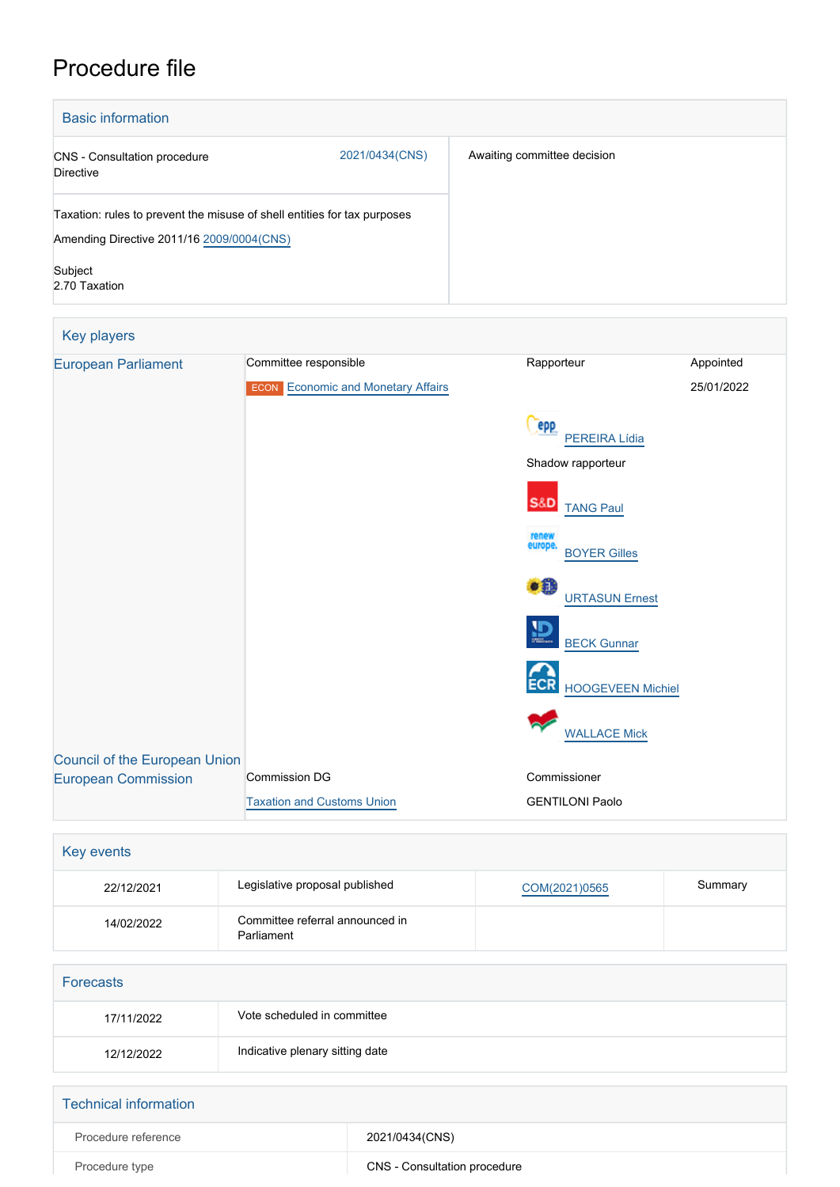# Procedure file

## Basic information

| | |
|---|---|
| CNS - Consultation procedure<br>Directive | 2021/0434(CNS) |
| Taxation: rules to prevent the misuse of shell entities for tax purposes<br><br>Amending Directive 2011/16 2009/0004(CNS)<br><br>Subject<br>2.70 Taxation | |

Awaiting committee decision

## Key players

| | | | |
|---|---|---|---|
| European Parliament | Committee responsible | Rapporteur | Appointed |
| | ECON Economic and Monetary Affairs | | 25/01/2022 |
| | | PEREIRA Lídia (EPP) | |
| | | Shadow rapporteur | |
| | | TANG Paul (S&D) | |
| | | BOYER Gilles (Renew Europe) | |
| | | URTASUN Ernest (Greens/EFA) | |
| | | BECK Gunnar (ID) | |
| | | HOOGEVEEN Michiel (ECR) | |
| | | WALLACE Mick (The Left) | |
| Council of the European Union | | | |
| European Commission | Commission DG | Commissioner | |
| | Taxation and Customs Union | GENTILONI Paolo | |

## Key events

| | | | |
|---|---|---|---|
| 22/12/2021 | Legislative proposal published | COM(2021)0565 | Summary |
| 14/02/2022 | Committee referral announced in Parliament | | |

## Forecasts

| | |
|---|---|
| 17/11/2022 | Vote scheduled in committee |
| 12/12/2022 | Indicative plenary sitting date |

## Technical information

| | |
|---|---|
| Procedure reference | 2021/0434(CNS) |
| Procedure type | CNS - Consultation procedure |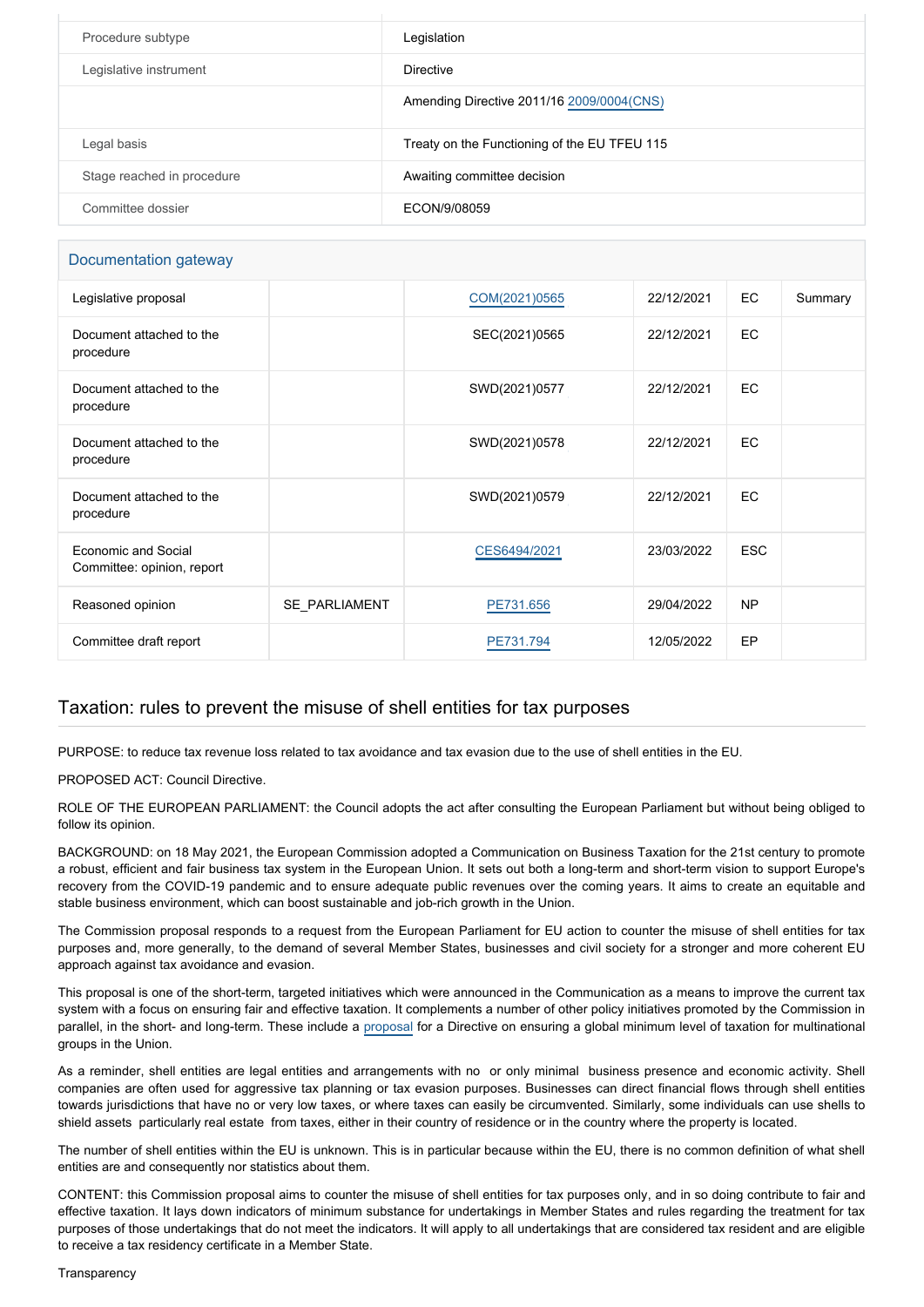| | |
|---|---|
| Procedure subtype | Legislation |
| Legislative instrument | Directive |
| | Amending Directive 2011/16 2009/0004(CNS) |
| Legal basis | Treaty on the Functioning of the EU TFEU 115 |
| Stage reached in procedure | Awaiting committee decision |
| Committee dossier | ECON/9/08059 |

## Documentation gateway

| | | | | | |
|---|---|---|---|---|---|
| Legislative proposal | | COM(2021)0565 | 22/12/2021 | EC | Summary |
| Document attached to the procedure | | SEC(2021)0565 | 22/12/2021 | EC | |
| Document attached to the procedure | | SWD(2021)0577 | 22/12/2021 | EC | |
| Document attached to the procedure | | SWD(2021)0578 | 22/12/2021 | EC | |
| Document attached to the procedure | | SWD(2021)0579 | 22/12/2021 | EC | |
| Economic and Social Committee: opinion, report | | CES6494/2021 | 23/03/2022 | ESC | |
| Reasoned opinion | SE_PARLIAMENT | PE731.656 | 29/04/2022 | NP | |
| Committee draft report | | PE731.794 | 12/05/2022 | EP | |

## Taxation: rules to prevent the misuse of shell entities for tax purposes

PURPOSE: to reduce tax revenue loss related to tax avoidance and tax evasion due to the use of shell entities in the EU.

PROPOSED ACT: Council Directive.

ROLE OF THE EUROPEAN PARLIAMENT: the Council adopts the act after consulting the European Parliament but without being obliged to follow its opinion.

BACKGROUND: on 18 May 2021, the European Commission adopted a Communication on Business Taxation for the 21st century to promote a robust, efficient and fair business tax system in the European Union. It sets out both a long-term and short-term vision to support Europe's recovery from the COVID-19 pandemic and to ensure adequate public revenues over the coming years. It aims to create an equitable and stable business environment, which can boost sustainable and job-rich growth in the Union.

The Commission proposal responds to a request from the European Parliament for EU action to counter the misuse of shell entities for tax purposes and, more generally, to the demand of several Member States, businesses and civil society for a stronger and more coherent EU approach against tax avoidance and evasion.

This proposal is one of the short-term, targeted initiatives which were announced in the Communication as a means to improve the current tax system with a focus on ensuring fair and effective taxation. It complements a number of other policy initiatives promoted by the Commission in parallel, in the short- and long-term. These include a proposal for a Directive on ensuring a global minimum level of taxation for multinational groups in the Union.

As a reminder, shell entities are legal entities and arrangements with no or only minimal business presence and economic activity. Shell companies are often used for aggressive tax planning or tax evasion purposes. Businesses can direct financial flows through shell entities towards jurisdictions that have no or very low taxes, or where taxes can easily be circumvented. Similarly, some individuals can use shells to shield assets particularly real estate from taxes, either in their country of residence or in the country where the property is located.

The number of shell entities within the EU is unknown. This is in particular because within the EU, there is no common definition of what shell entities are and consequently nor statistics about them.

CONTENT: this Commission proposal aims to counter the misuse of shell entities for tax purposes only, and in so doing contribute to fair and effective taxation. It lays down indicators of minimum substance for undertakings in Member States and rules regarding the treatment for tax purposes of those undertakings that do not meet the indicators. It will apply to all undertakings that are considered tax resident and are eligible to receive a tax residency certificate in a Member State.

Transparency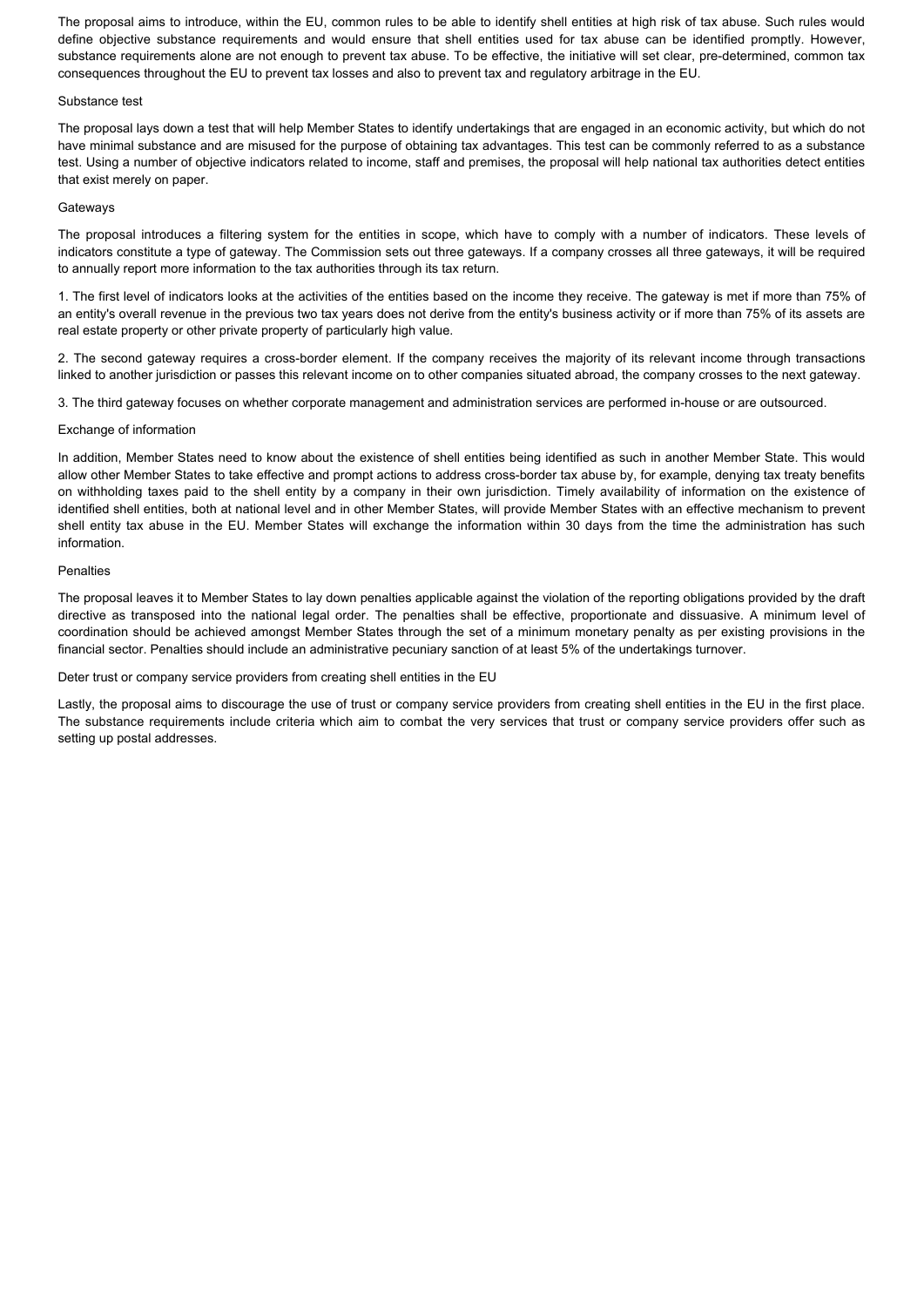The proposal aims to introduce, within the EU, common rules to be able to identify shell entities at high risk of tax abuse. Such rules would define objective substance requirements and would ensure that shell entities used for tax abuse can be identified promptly. However, substance requirements alone are not enough to prevent tax abuse. To be effective, the initiative will set clear, pre-determined, common tax consequences throughout the EU to prevent tax losses and also to prevent tax and regulatory arbitrage in the EU.

### Substance test

The proposal lays down a test that will help Member States to identify undertakings that are engaged in an economic activity, but which do not have minimal substance and are misused for the purpose of obtaining tax advantages. This test can be commonly referred to as a substance test. Using a number of objective indicators related to income, staff and premises, the proposal will help national tax authorities detect entities that exist merely on paper.

### Gateways

The proposal introduces a filtering system for the entities in scope, which have to comply with a number of indicators. These levels of indicators constitute a type of gateway. The Commission sets out three gateways. If a company crosses all three gateways, it will be required to annually report more information to the tax authorities through its tax return.

1. The first level of indicators looks at the activities of the entities based on the income they receive. The gateway is met if more than 75% of an entity's overall revenue in the previous two tax years does not derive from the entity's business activity or if more than 75% of its assets are real estate property or other private property of particularly high value.

2. The second gateway requires a cross-border element. If the company receives the majority of its relevant income through transactions linked to another jurisdiction or passes this relevant income on to other companies situated abroad, the company crosses to the next gateway.

3. The third gateway focuses on whether corporate management and administration services are performed in-house or are outsourced.

### Exchange of information

In addition, Member States need to know about the existence of shell entities being identified as such in another Member State. This would allow other Member States to take effective and prompt actions to address cross-border tax abuse by, for example, denying tax treaty benefits on withholding taxes paid to the shell entity by a company in their own jurisdiction. Timely availability of information on the existence of identified shell entities, both at national level and in other Member States, will provide Member States with an effective mechanism to prevent shell entity tax abuse in the EU. Member States will exchange the information within 30 days from the time the administration has such information.

### Penalties

The proposal leaves it to Member States to lay down penalties applicable against the violation of the reporting obligations provided by the draft directive as transposed into the national legal order. The penalties shall be effective, proportionate and dissuasive. A minimum level of coordination should be achieved amongst Member States through the set of a minimum monetary penalty as per existing provisions in the financial sector. Penalties should include an administrative pecuniary sanction of at least 5% of the undertakings turnover.

### Deter trust or company service providers from creating shell entities in the EU

Lastly, the proposal aims to discourage the use of trust or company service providers from creating shell entities in the EU in the first place. The substance requirements include criteria which aim to combat the very services that trust or company service providers offer such as setting up postal addresses.